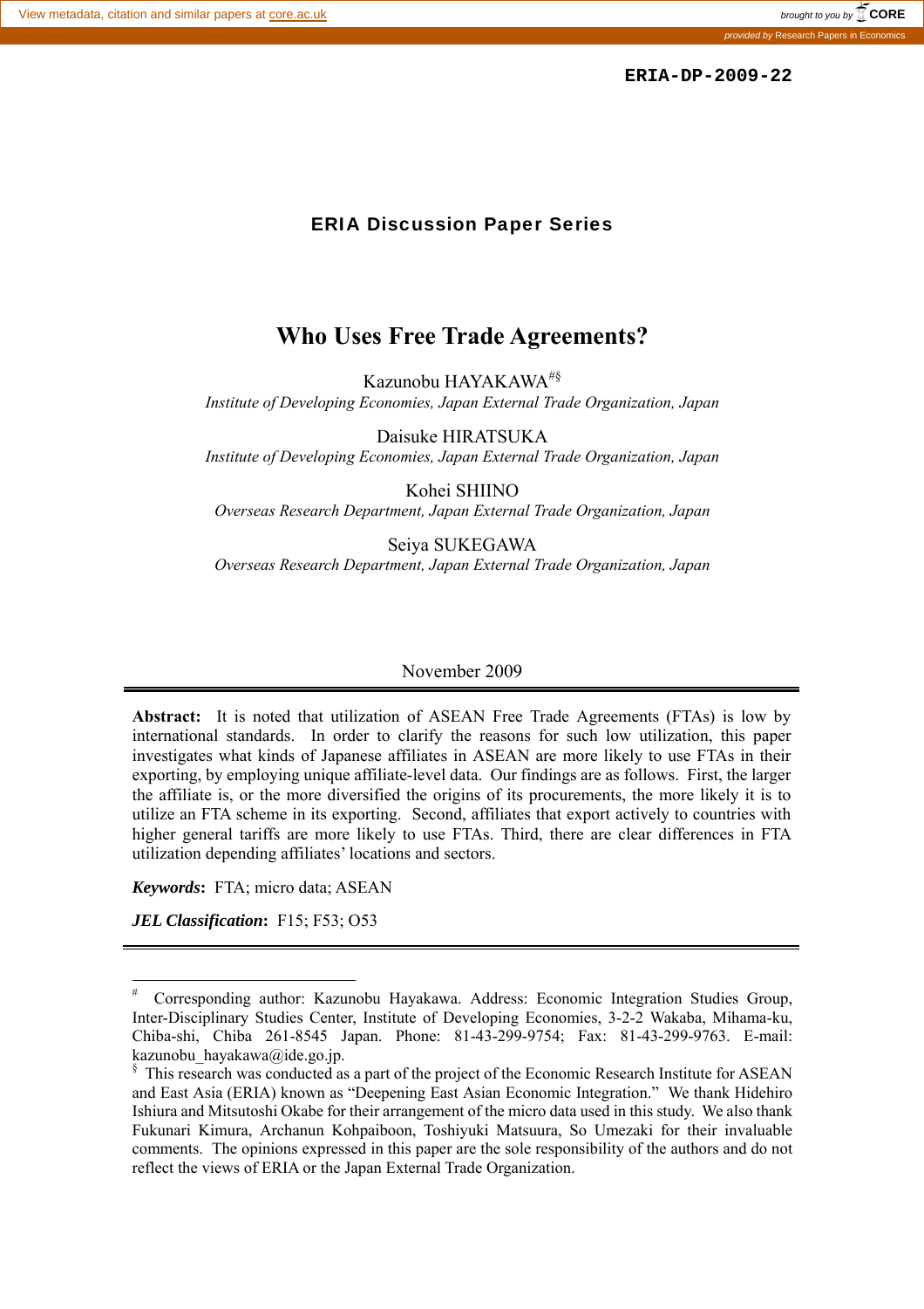ERIA-DP-2009-22

**ERIA Discussion Paper Series**

# Who Uses Free Trade Agreements?

Kazunobu HAYAKAWA[#§]
*Institute of Developing Economies, Japan External Trade Organization, Japan*

Daisuke HIRATSUKA
*Institute of Developing Economies, Japan External Trade Organization, Japan*

Kohei SHIINO
*Overseas Research Department, Japan External Trade Organization, Japan*

Seiya SUKEGAWA
*Overseas Research Department, Japan External Trade Organization, Japan*

November 2009

---

**Abstract:** It is noted that utilization of ASEAN Free Trade Agreements (FTAs) is low by international standards. In order to clarify the reasons for such low utilization, this paper investigates what kinds of Japanese affiliates in ASEAN are more likely to use FTAs in their exporting, by employing unique affiliate-level data. Our findings are as follows. First, the larger the affiliate is, or the more diversified the origins of its procurements, the more likely it is to utilize an FTA scheme in its exporting. Second, affiliates that export actively to countries with higher general tariffs are more likely to use FTAs. Third, there are clear differences in FTA utilization depending affiliates' locations and sectors.

***Keywords*:** FTA; micro data; ASEAN

***JEL Classification*:** F15; F53; O53

---

[#] Corresponding author: Kazunobu Hayakawa. Address: Economic Integration Studies Group, Inter-Disciplinary Studies Center, Institute of Developing Economies, 3-2-2 Wakaba, Mihama-ku, Chiba-shi, Chiba 261-8545 Japan. Phone: 81-43-299-9754; Fax: 81-43-299-9763. E-mail: kazunobu_hayakawa@ide.go.jp.

[§] This research was conducted as a part of the project of the Economic Research Institute for ASEAN and East Asia (ERIA) known as "Deepening East Asian Economic Integration." We thank Hidehiro Ishiura and Mitsutoshi Okabe for their arrangement of the micro data used in this study. We also thank Fukunari Kimura, Archanun Kohpaiboon, Toshiyuki Matsuura, So Umezaki for their invaluable comments. The opinions expressed in this paper are the sole responsibility of the authors and do not reflect the views of ERIA or the Japan External Trade Organization.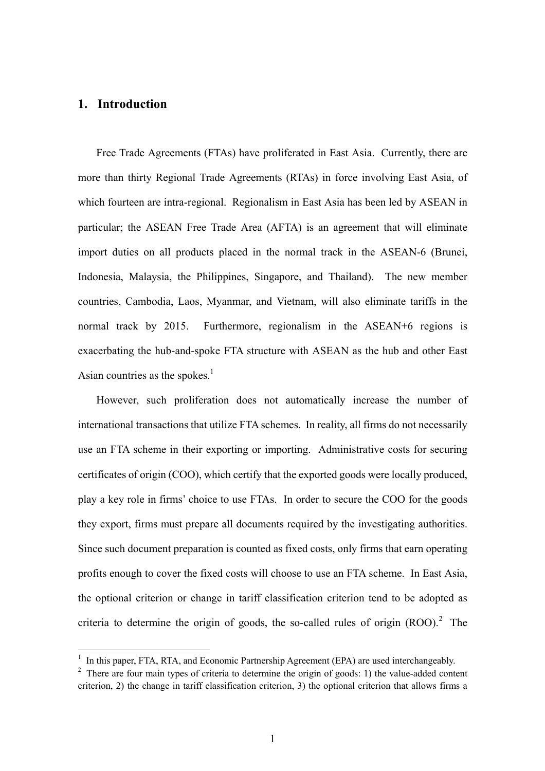## 1. Introduction

Free Trade Agreements (FTAs) have proliferated in East Asia. Currently, there are more than thirty Regional Trade Agreements (RTAs) in force involving East Asia, of which fourteen are intra-regional. Regionalism in East Asia has been led by ASEAN in particular; the ASEAN Free Trade Area (AFTA) is an agreement that will eliminate import duties on all products placed in the normal track in the ASEAN-6 (Brunei, Indonesia, Malaysia, the Philippines, Singapore, and Thailand). The new member countries, Cambodia, Laos, Myanmar, and Vietnam, will also eliminate tariffs in the normal track by 2015. Furthermore, regionalism in the ASEAN+6 regions is exacerbating the hub-and-spoke FTA structure with ASEAN as the hub and other East Asian countries as the spokes.[1]

However, such proliferation does not automatically increase the number of international transactions that utilize FTA schemes. In reality, all firms do not necessarily use an FTA scheme in their exporting or importing. Administrative costs for securing certificates of origin (COO), which certify that the exported goods were locally produced, play a key role in firms' choice to use FTAs. In order to secure the COO for the goods they export, firms must prepare all documents required by the investigating authorities. Since such document preparation is counted as fixed costs, only firms that earn operating profits enough to cover the fixed costs will choose to use an FTA scheme. In East Asia, the optional criterion or change in tariff classification criterion tend to be adopted as criteria to determine the origin of goods, the so-called rules of origin (ROO).[2] The

---

[1] In this paper, FTA, RTA, and Economic Partnership Agreement (EPA) are used interchangeably.

[2] There are four main types of criteria to determine the origin of goods: 1) the value-added content criterion, 2) the change in tariff classification criterion, 3) the optional criterion that allows firms a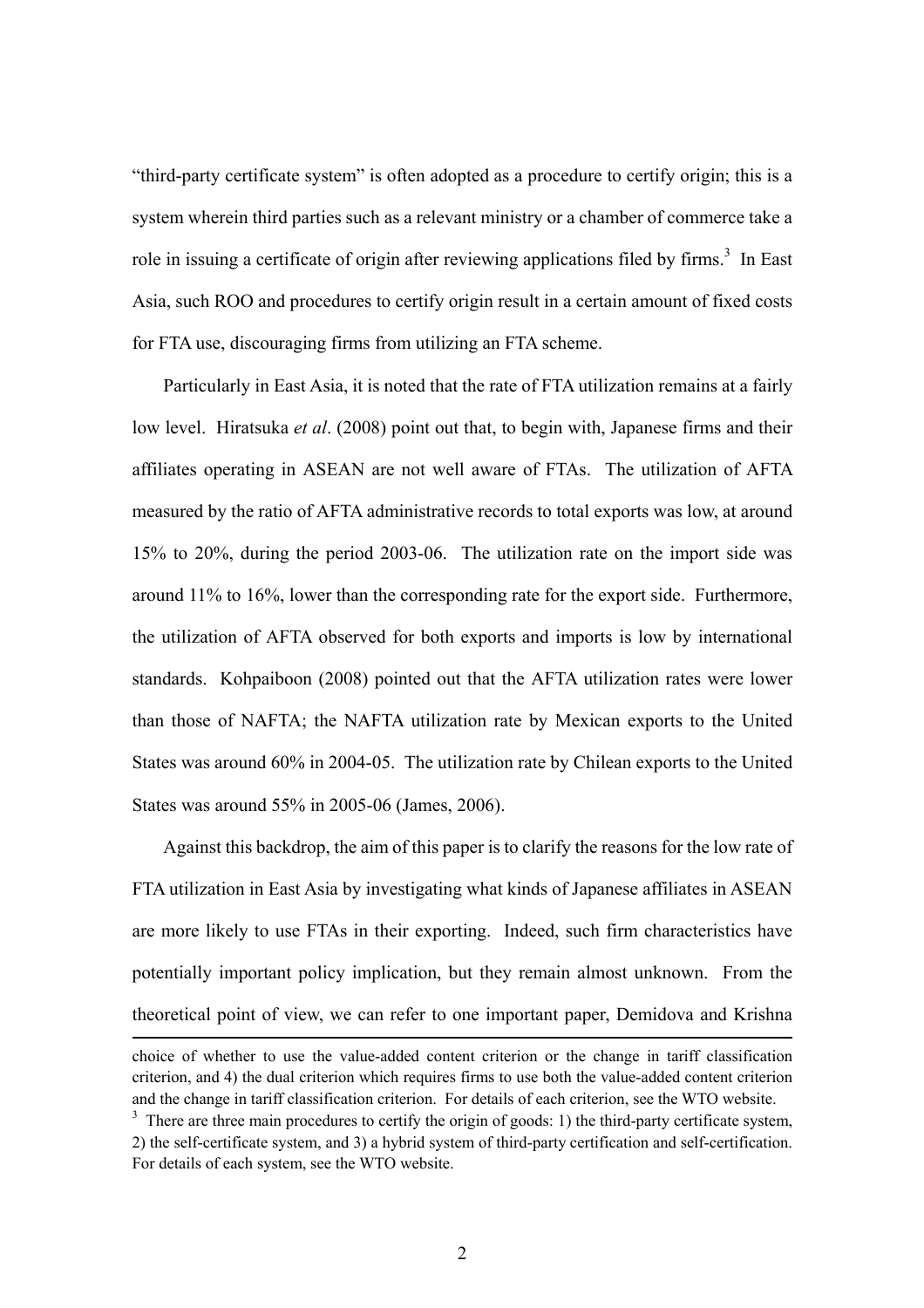"third-party certificate system" is often adopted as a procedure to certify origin; this is a system wherein third parties such as a relevant ministry or a chamber of commerce take a role in issuing a certificate of origin after reviewing applications filed by firms.[3] In East Asia, such ROO and procedures to certify origin result in a certain amount of fixed costs for FTA use, discouraging firms from utilizing an FTA scheme.

Particularly in East Asia, it is noted that the rate of FTA utilization remains at a fairly low level. Hiratsuka *et al*. (2008) point out that, to begin with, Japanese firms and their affiliates operating in ASEAN are not well aware of FTAs. The utilization of AFTA measured by the ratio of AFTA administrative records to total exports was low, at around 15% to 20%, during the period 2003-06. The utilization rate on the import side was around 11% to 16%, lower than the corresponding rate for the export side. Furthermore, the utilization of AFTA observed for both exports and imports is low by international standards. Kohpaiboon (2008) pointed out that the AFTA utilization rates were lower than those of NAFTA; the NAFTA utilization rate by Mexican exports to the United States was around 60% in 2004-05. The utilization rate by Chilean exports to the United States was around 55% in 2005-06 (James, 2006).

Against this backdrop, the aim of this paper is to clarify the reasons for the low rate of FTA utilization in East Asia by investigating what kinds of Japanese affiliates in ASEAN are more likely to use FTAs in their exporting. Indeed, such firm characteristics have potentially important policy implication, but they remain almost unknown. From the theoretical point of view, we can refer to one important paper, Demidova and Krishna

---

choice of whether to use the value-added content criterion or the change in tariff classification criterion, and 4) the dual criterion which requires firms to use both the value-added content criterion and the change in tariff classification criterion. For details of each criterion, see the WTO website.

[3] There are three main procedures to certify the origin of goods: 1) the third-party certificate system, 2) the self-certificate system, and 3) a hybrid system of third-party certification and self-certification. For details of each system, see the WTO website.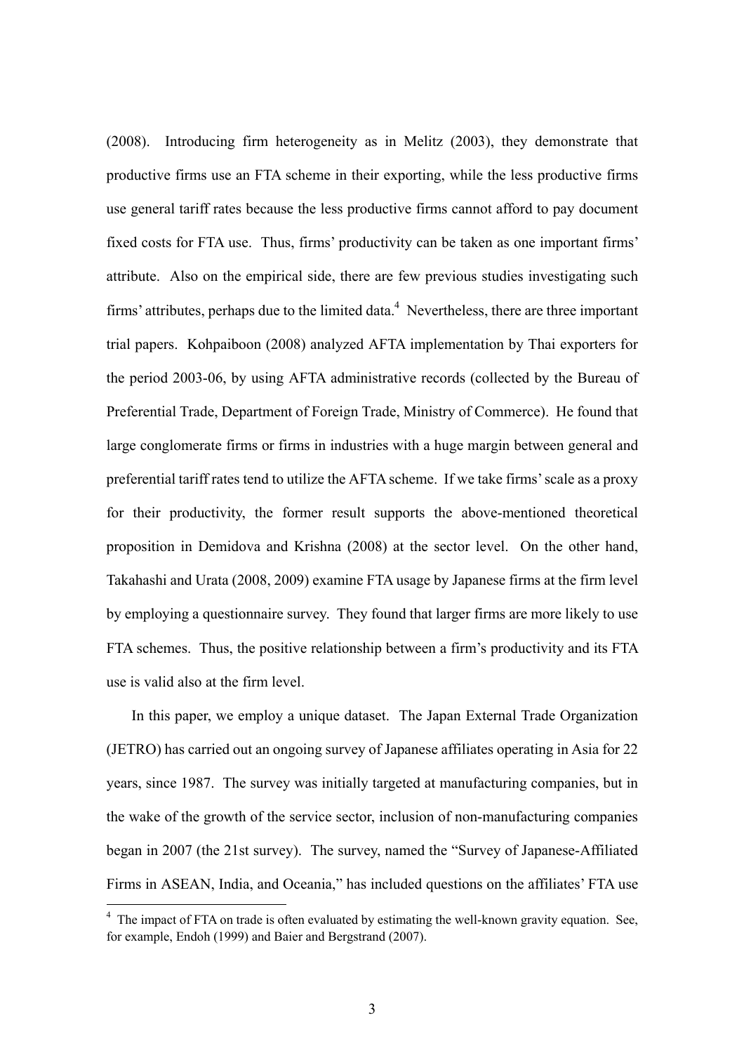(2008). Introducing firm heterogeneity as in Melitz (2003), they demonstrate that productive firms use an FTA scheme in their exporting, while the less productive firms use general tariff rates because the less productive firms cannot afford to pay document fixed costs for FTA use. Thus, firms' productivity can be taken as one important firms' attribute. Also on the empirical side, there are few previous studies investigating such firms' attributes, perhaps due to the limited data.[4] Nevertheless, there are three important trial papers. Kohpaiboon (2008) analyzed AFTA implementation by Thai exporters for the period 2003-06, by using AFTA administrative records (collected by the Bureau of Preferential Trade, Department of Foreign Trade, Ministry of Commerce). He found that large conglomerate firms or firms in industries with a huge margin between general and preferential tariff rates tend to utilize the AFTA scheme. If we take firms' scale as a proxy for their productivity, the former result supports the above-mentioned theoretical proposition in Demidova and Krishna (2008) at the sector level. On the other hand, Takahashi and Urata (2008, 2009) examine FTA usage by Japanese firms at the firm level by employing a questionnaire survey. They found that larger firms are more likely to use FTA schemes. Thus, the positive relationship between a firm's productivity and its FTA use is valid also at the firm level.

In this paper, we employ a unique dataset. The Japan External Trade Organization (JETRO) has carried out an ongoing survey of Japanese affiliates operating in Asia for 22 years, since 1987. The survey was initially targeted at manufacturing companies, but in the wake of the growth of the service sector, inclusion of non-manufacturing companies began in 2007 (the 21st survey). The survey, named the "Survey of Japanese-Affiliated Firms in ASEAN, India, and Oceania," has included questions on the affiliates' FTA use

[4] The impact of FTA on trade is often evaluated by estimating the well-known gravity equation. See, for example, Endoh (1999) and Baier and Bergstrand (2007).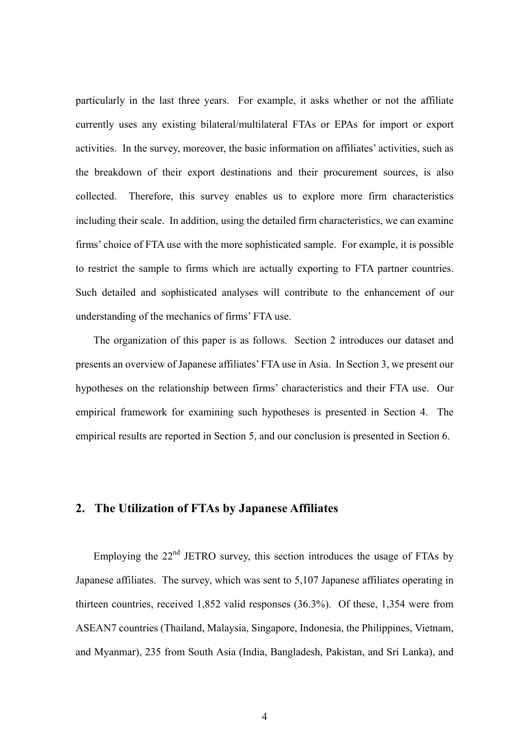particularly in the last three years. For example, it asks whether or not the affiliate currently uses any existing bilateral/multilateral FTAs or EPAs for import or export activities. In the survey, moreover, the basic information on affiliates' activities, such as the breakdown of their export destinations and their procurement sources, is also collected. Therefore, this survey enables us to explore more firm characteristics including their scale. In addition, using the detailed firm characteristics, we can examine firms' choice of FTA use with the more sophisticated sample. For example, it is possible to restrict the sample to firms which are actually exporting to FTA partner countries. Such detailed and sophisticated analyses will contribute to the enhancement of our understanding of the mechanics of firms' FTA use.

The organization of this paper is as follows. Section 2 introduces our dataset and presents an overview of Japanese affiliates' FTA use in Asia. In Section 3, we present our hypotheses on the relationship between firms' characteristics and their FTA use. Our empirical framework for examining such hypotheses is presented in Section 4. The empirical results are reported in Section 5, and our conclusion is presented in Section 6.

## 2. The Utilization of FTAs by Japanese Affiliates

Employing the 22nd JETRO survey, this section introduces the usage of FTAs by Japanese affiliates. The survey, which was sent to 5,107 Japanese affiliates operating in thirteen countries, received 1,852 valid responses (36.3%). Of these, 1,354 were from ASEAN7 countries (Thailand, Malaysia, Singapore, Indonesia, the Philippines, Vietnam, and Myanmar), 235 from South Asia (India, Bangladesh, Pakistan, and Sri Lanka), and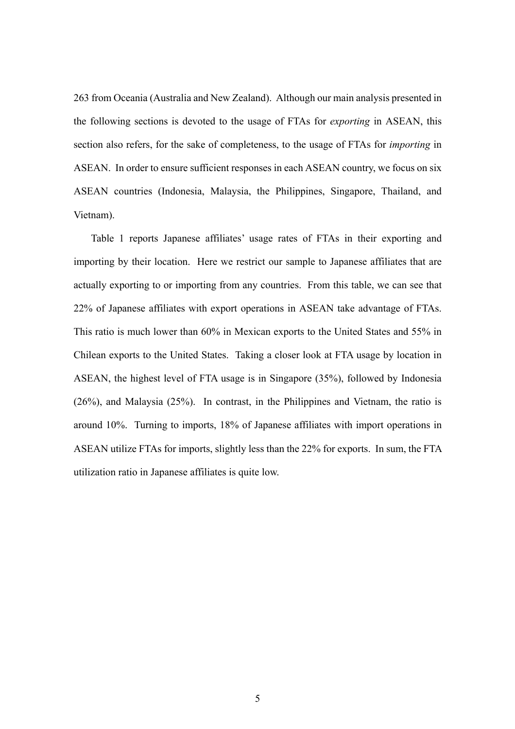263 from Oceania (Australia and New Zealand). Although our main analysis presented in the following sections is devoted to the usage of FTAs for *exporting* in ASEAN, this section also refers, for the sake of completeness, to the usage of FTAs for *importing* in ASEAN. In order to ensure sufficient responses in each ASEAN country, we focus on six ASEAN countries (Indonesia, Malaysia, the Philippines, Singapore, Thailand, and Vietnam).

Table 1 reports Japanese affiliates' usage rates of FTAs in their exporting and importing by their location. Here we restrict our sample to Japanese affiliates that are actually exporting to or importing from any countries. From this table, we can see that 22% of Japanese affiliates with export operations in ASEAN take advantage of FTAs. This ratio is much lower than 60% in Mexican exports to the United States and 55% in Chilean exports to the United States. Taking a closer look at FTA usage by location in ASEAN, the highest level of FTA usage is in Singapore (35%), followed by Indonesia (26%), and Malaysia (25%). In contrast, in the Philippines and Vietnam, the ratio is around 10%. Turning to imports, 18% of Japanese affiliates with import operations in ASEAN utilize FTAs for imports, slightly less than the 22% for exports. In sum, the FTA utilization ratio in Japanese affiliates is quite low.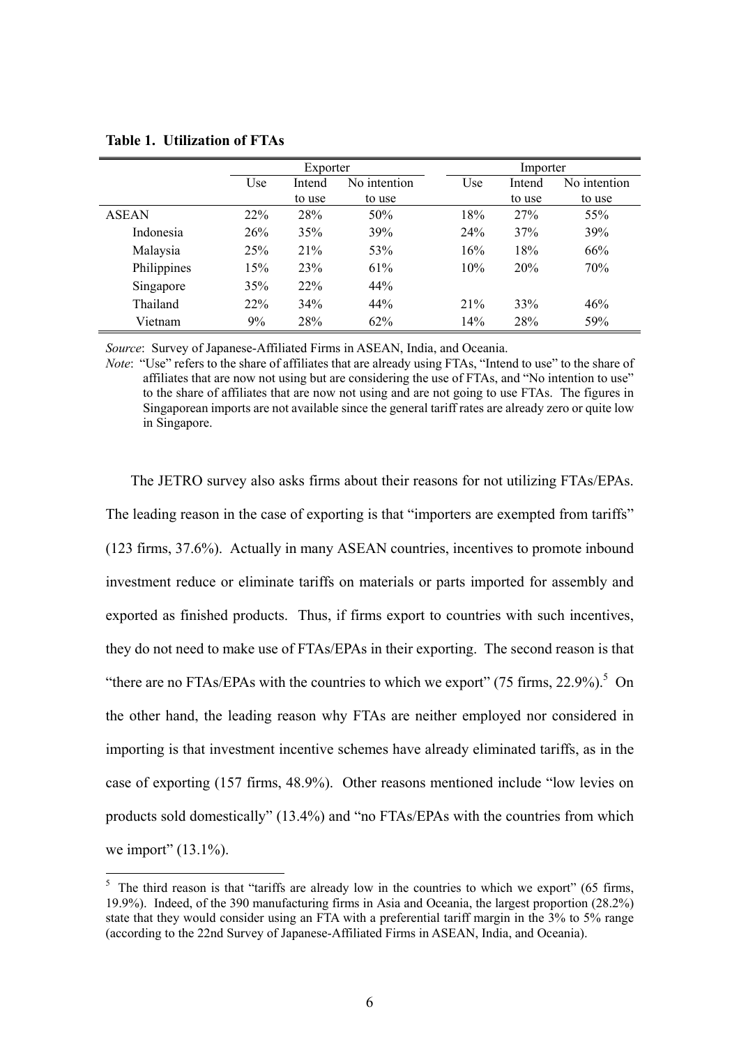**Table 1. Utilization of FTAs**

| | Exporter | | | Importer | | |
|---|---|---|---|---|---|---|
| | Use | Intend to use | No intention to use | Use | Intend to use | No intention to use |
| ASEAN | 22% | 28% | 50% | 18% | 27% | 55% |
| Indonesia | 26% | 35% | 39% | 24% | 37% | 39% |
| Malaysia | 25% | 21% | 53% | 16% | 18% | 66% |
| Philippines | 15% | 23% | 61% | 10% | 20% | 70% |
| Singapore | 35% | 22% | 44% | | | |
| Thailand | 22% | 34% | 44% | 21% | 33% | 46% |
| Vietnam | 9% | 28% | 62% | 14% | 28% | 59% |

*Source*: Survey of Japanese-Affiliated Firms in ASEAN, India, and Oceania.

*Note*: "Use" refers to the share of affiliates that are already using FTAs, "Intend to use" to the share of affiliates that are now not using but are considering the use of FTAs, and "No intention to use" to the share of affiliates that are now not using and are not going to use FTAs. The figures in Singaporean imports are not available since the general tariff rates are already zero or quite low in Singapore.

The JETRO survey also asks firms about their reasons for not utilizing FTAs/EPAs. The leading reason in the case of exporting is that "importers are exempted from tariffs" (123 firms, 37.6%). Actually in many ASEAN countries, incentives to promote inbound investment reduce or eliminate tariffs on materials or parts imported for assembly and exported as finished products. Thus, if firms export to countries with such incentives, they do not need to make use of FTAs/EPAs in their exporting. The second reason is that "there are no FTAs/EPAs with the countries to which we export" (75 firms, 22.9%).[5] On the other hand, the leading reason why FTAs are neither employed nor considered in importing is that investment incentive schemes have already eliminated tariffs, as in the case of exporting (157 firms, 48.9%). Other reasons mentioned include "low levies on products sold domestically" (13.4%) and "no FTAs/EPAs with the countries from which we import" (13.1%).

[5] The third reason is that "tariffs are already low in the countries to which we export" (65 firms, 19.9%). Indeed, of the 390 manufacturing firms in Asia and Oceania, the largest proportion (28.2%) state that they would consider using an FTA with a preferential tariff margin in the 3% to 5% range (according to the 22nd Survey of Japanese-Affiliated Firms in ASEAN, India, and Oceania).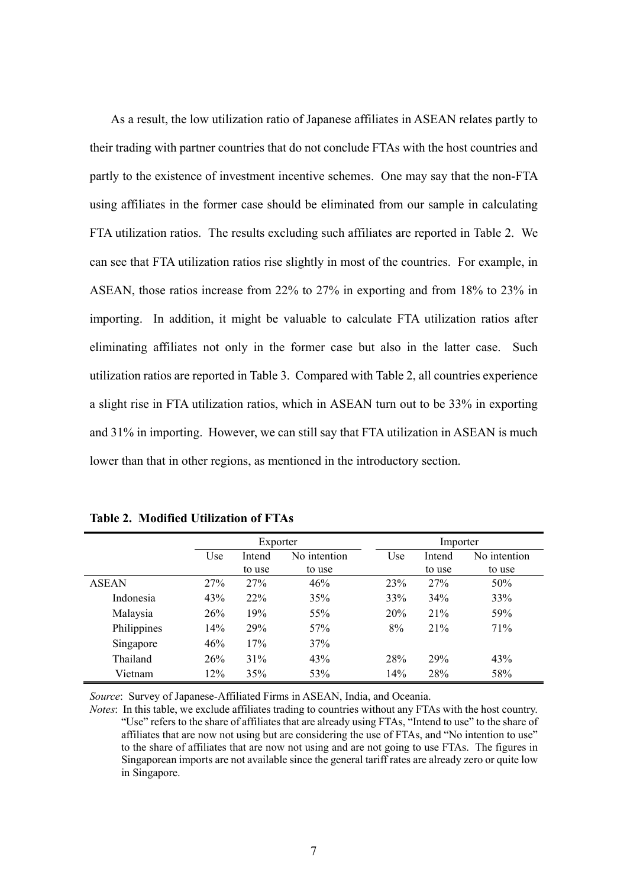As a result, the low utilization ratio of Japanese affiliates in ASEAN relates partly to their trading with partner countries that do not conclude FTAs with the host countries and partly to the existence of investment incentive schemes. One may say that the non-FTA using affiliates in the former case should be eliminated from our sample in calculating FTA utilization ratios. The results excluding such affiliates are reported in Table 2. We can see that FTA utilization ratios rise slightly in most of the countries. For example, in ASEAN, those ratios increase from 22% to 27% in exporting and from 18% to 23% in importing. In addition, it might be valuable to calculate FTA utilization ratios after eliminating affiliates not only in the former case but also in the latter case. Such utilization ratios are reported in Table 3. Compared with Table 2, all countries experience a slight rise in FTA utilization ratios, which in ASEAN turn out to be 33% in exporting and 31% in importing. However, we can still say that FTA utilization in ASEAN is much lower than that in other regions, as mentioned in the introductory section.

**Table 2. Modified Utilization of FTAs**

| | Exporter | | | Importer | | |
|---|---|---|---|---|---|---|
| | Use | Intend to use | No intention to use | Use | Intend to use | No intention to use |
| ASEAN | 27% | 27% | 46% | 23% | 27% | 50% |
| Indonesia | 43% | 22% | 35% | 33% | 34% | 33% |
| Malaysia | 26% | 19% | 55% | 20% | 21% | 59% |
| Philippines | 14% | 29% | 57% | 8% | 21% | 71% |
| Singapore | 46% | 17% | 37% | | | |
| Thailand | 26% | 31% | 43% | 28% | 29% | 43% |
| Vietnam | 12% | 35% | 53% | 14% | 28% | 58% |

*Source*: Survey of Japanese-Affiliated Firms in ASEAN, India, and Oceania.

*Notes*: In this table, we exclude affiliates trading to countries without any FTAs with the host country. "Use" refers to the share of affiliates that are already using FTAs, "Intend to use" to the share of affiliates that are now not using but are considering the use of FTAs, and "No intention to use" to the share of affiliates that are now not using and are not going to use FTAs. The figures in Singaporean imports are not available since the general tariff rates are already zero or quite low in Singapore.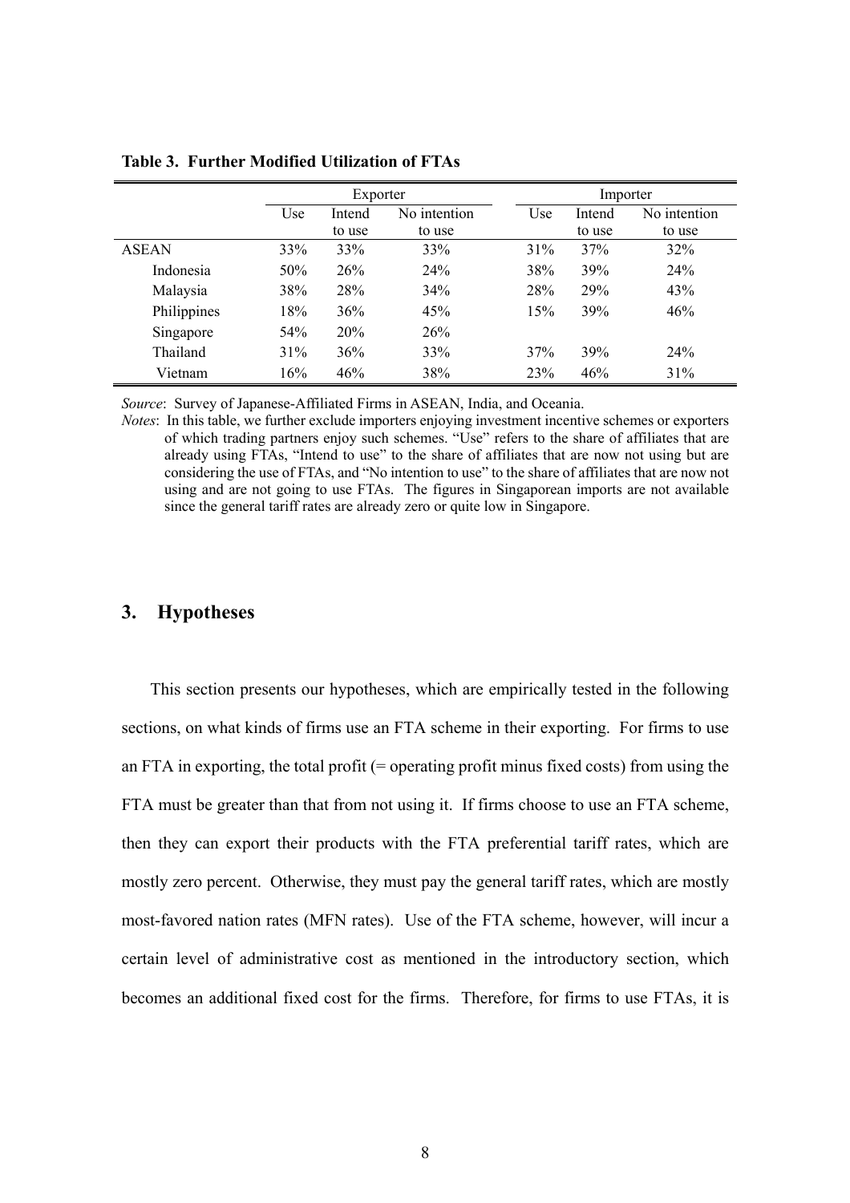**Table 3. Further Modified Utilization of FTAs**

| | Exporter | | | Importer | | |
|---|---|---|---|---|---|---|
| | Use | Intend to use | No intention to use | Use | Intend to use | No intention to use |
| ASEAN | 33% | 33% | 33% | 31% | 37% | 32% |
| Indonesia | 50% | 26% | 24% | 38% | 39% | 24% |
| Malaysia | 38% | 28% | 34% | 28% | 29% | 43% |
| Philippines | 18% | 36% | 45% | 15% | 39% | 46% |
| Singapore | 54% | 20% | 26% | | | |
| Thailand | 31% | 36% | 33% | 37% | 39% | 24% |
| Vietnam | 16% | 46% | 38% | 23% | 46% | 31% |

*Source*: Survey of Japanese-Affiliated Firms in ASEAN, India, and Oceania.

*Notes*: In this table, we further exclude importers enjoying investment incentive schemes or exporters of which trading partners enjoy such schemes. "Use" refers to the share of affiliates that are already using FTAs, "Intend to use" to the share of affiliates that are now not using but are considering the use of FTAs, and "No intention to use" to the share of affiliates that are now not using and are not going to use FTAs. The figures in Singaporean imports are not available since the general tariff rates are already zero or quite low in Singapore.

## 3. Hypotheses

This section presents our hypotheses, which are empirically tested in the following sections, on what kinds of firms use an FTA scheme in their exporting. For firms to use an FTA in exporting, the total profit (= operating profit minus fixed costs) from using the FTA must be greater than that from not using it. If firms choose to use an FTA scheme, then they can export their products with the FTA preferential tariff rates, which are mostly zero percent. Otherwise, they must pay the general tariff rates, which are mostly most-favored nation rates (MFN rates). Use of the FTA scheme, however, will incur a certain level of administrative cost as mentioned in the introductory section, which becomes an additional fixed cost for the firms. Therefore, for firms to use FTAs, it is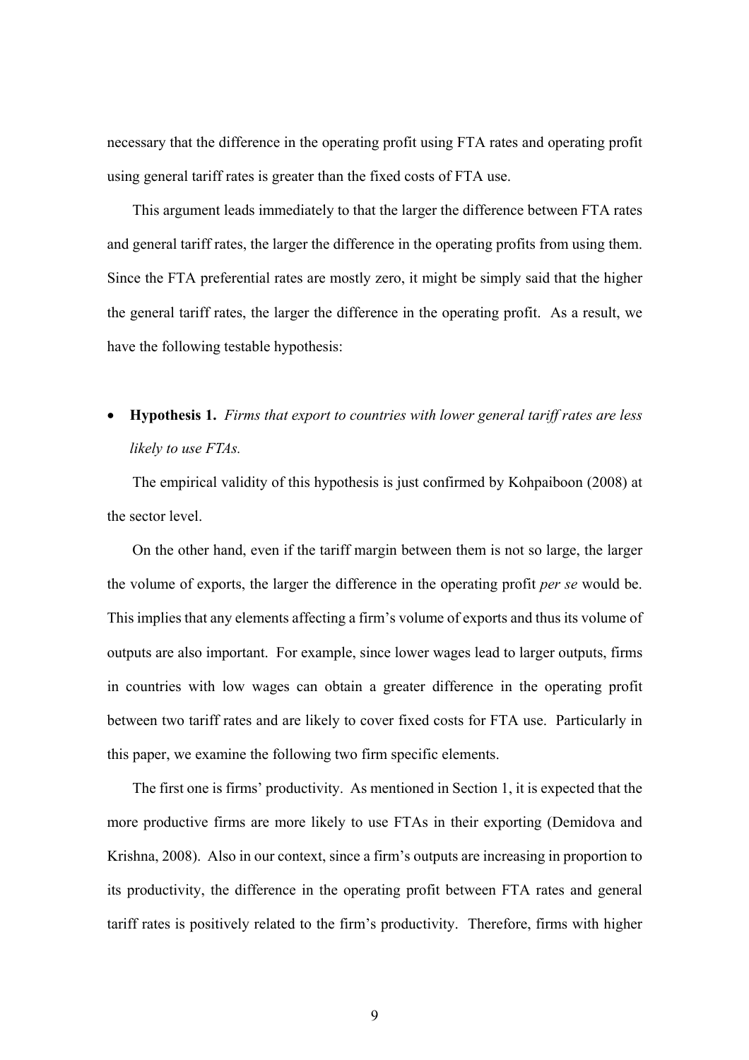necessary that the difference in the operating profit using FTA rates and operating profit using general tariff rates is greater than the fixed costs of FTA use.

This argument leads immediately to that the larger the difference between FTA rates and general tariff rates, the larger the difference in the operating profits from using them. Since the FTA preferential rates are mostly zero, it might be simply said that the higher the general tariff rates, the larger the difference in the operating profit. As a result, we have the following testable hypothesis:

- **Hypothesis 1.** *Firms that export to countries with lower general tariff rates are less likely to use FTAs.*

The empirical validity of this hypothesis is just confirmed by Kohpaiboon (2008) at the sector level.

On the other hand, even if the tariff margin between them is not so large, the larger the volume of exports, the larger the difference in the operating profit *per se* would be. This implies that any elements affecting a firm's volume of exports and thus its volume of outputs are also important. For example, since lower wages lead to larger outputs, firms in countries with low wages can obtain a greater difference in the operating profit between two tariff rates and are likely to cover fixed costs for FTA use. Particularly in this paper, we examine the following two firm specific elements.

The first one is firms' productivity. As mentioned in Section 1, it is expected that the more productive firms are more likely to use FTAs in their exporting (Demidova and Krishna, 2008). Also in our context, since a firm's outputs are increasing in proportion to its productivity, the difference in the operating profit between FTA rates and general tariff rates is positively related to the firm's productivity. Therefore, firms with higher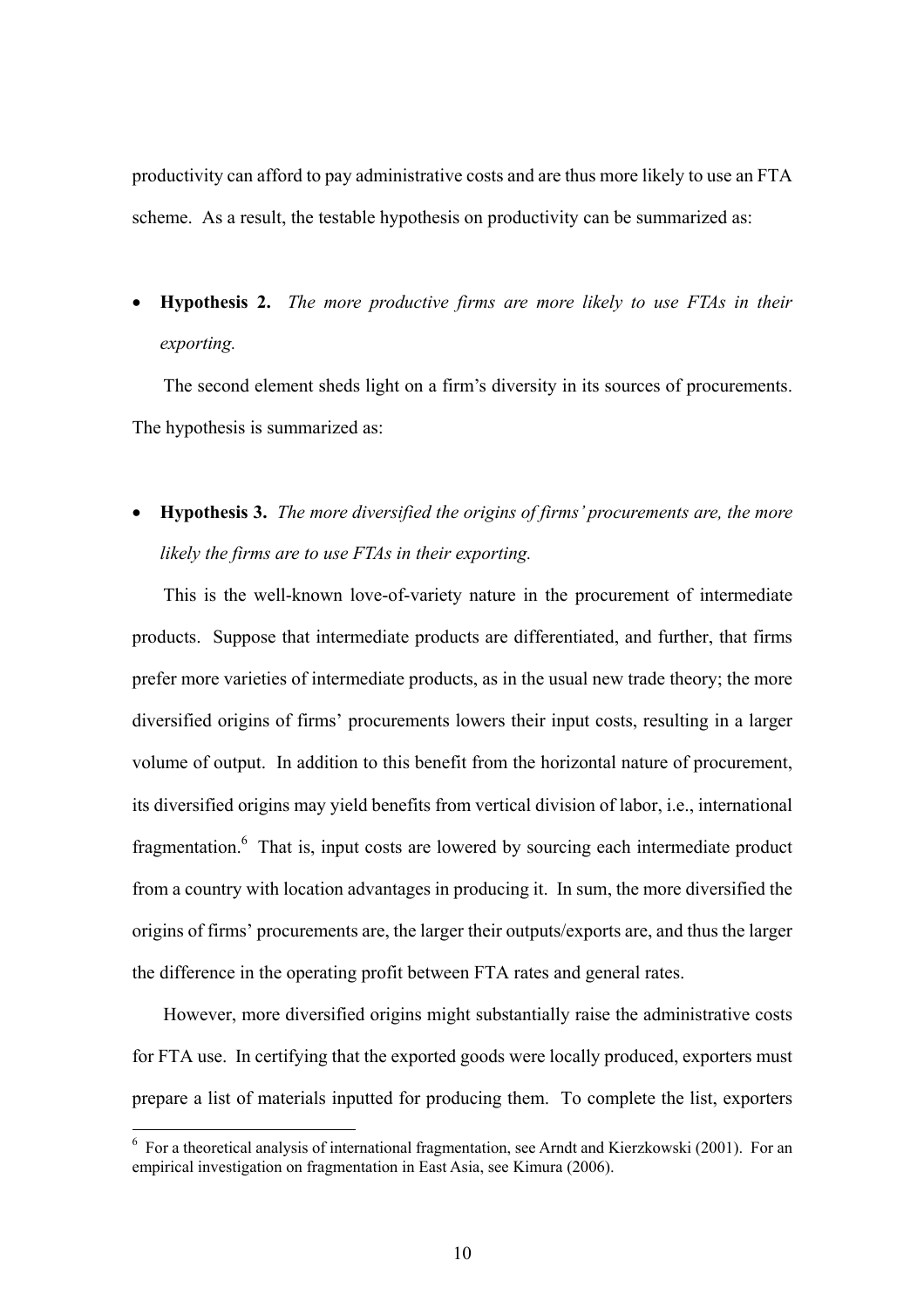productivity can afford to pay administrative costs and are thus more likely to use an FTA scheme. As a result, the testable hypothesis on productivity can be summarized as:

- **Hypothesis 2.** *The more productive firms are more likely to use FTAs in their exporting.*

The second element sheds light on a firm's diversity in its sources of procurements. The hypothesis is summarized as:

- **Hypothesis 3.** *The more diversified the origins of firms' procurements are, the more likely the firms are to use FTAs in their exporting.*

This is the well-known love-of-variety nature in the procurement of intermediate products. Suppose that intermediate products are differentiated, and further, that firms prefer more varieties of intermediate products, as in the usual new trade theory; the more diversified origins of firms' procurements lowers their input costs, resulting in a larger volume of output. In addition to this benefit from the horizontal nature of procurement, its diversified origins may yield benefits from vertical division of labor, i.e., international fragmentation.[6] That is, input costs are lowered by sourcing each intermediate product from a country with location advantages in producing it. In sum, the more diversified the origins of firms' procurements are, the larger their outputs/exports are, and thus the larger the difference in the operating profit between FTA rates and general rates.

However, more diversified origins might substantially raise the administrative costs for FTA use. In certifying that the exported goods were locally produced, exporters must prepare a list of materials inputted for producing them. To complete the list, exporters

[6] For a theoretical analysis of international fragmentation, see Arndt and Kierzkowski (2001). For an empirical investigation on fragmentation in East Asia, see Kimura (2006).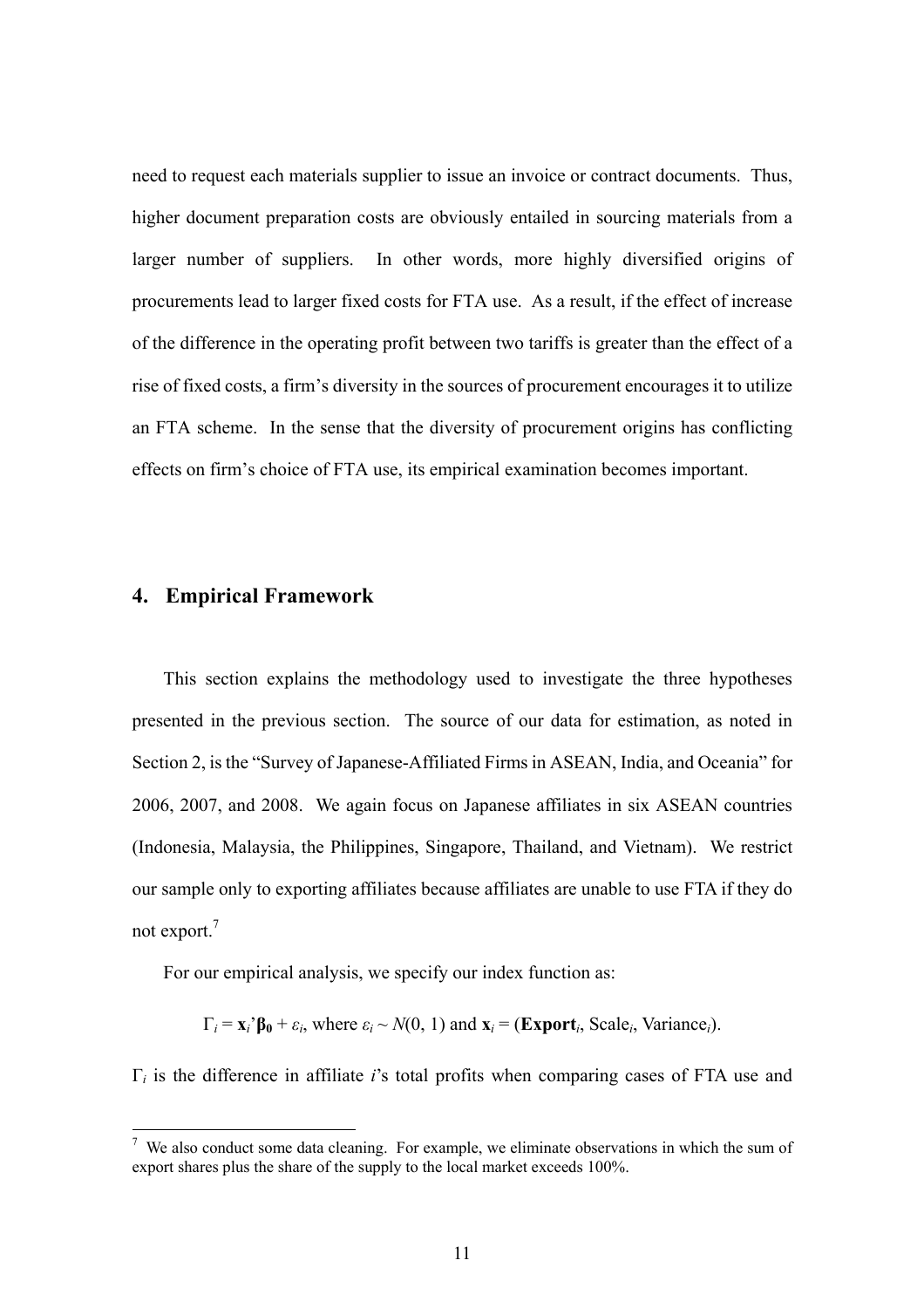need to request each materials supplier to issue an invoice or contract documents. Thus, higher document preparation costs are obviously entailed in sourcing materials from a larger number of suppliers. In other words, more highly diversified origins of procurements lead to larger fixed costs for FTA use. As a result, if the effect of increase of the difference in the operating profit between two tariffs is greater than the effect of a rise of fixed costs, a firm's diversity in the sources of procurement encourages it to utilize an FTA scheme. In the sense that the diversity of procurement origins has conflicting effects on firm's choice of FTA use, its empirical examination becomes important.

## 4. Empirical Framework

This section explains the methodology used to investigate the three hypotheses presented in the previous section. The source of our data for estimation, as noted in Section 2, is the "Survey of Japanese-Affiliated Firms in ASEAN, India, and Oceania" for 2006, 2007, and 2008. We again focus on Japanese affiliates in six ASEAN countries (Indonesia, Malaysia, the Philippines, Singapore, Thailand, and Vietnam). We restrict our sample only to exporting affiliates because affiliates are unable to use FTA if they do not export.[7]

For our empirical analysis, we specify our index function as:

$$\Gamma_i = \mathbf{x}_i'\boldsymbol{\beta}_0 + \varepsilon_i, \text{ where } \varepsilon_i \sim N(0, 1) \text{ and } \mathbf{x}_i = (\mathbf{Export}_i, \text{Scale}_i, \text{Variance}_i).$$

$\Gamma_i$ is the difference in affiliate $i$'s total profits when comparing cases of FTA use and

[7] We also conduct some data cleaning. For example, we eliminate observations in which the sum of export shares plus the share of the supply to the local market exceeds 100%.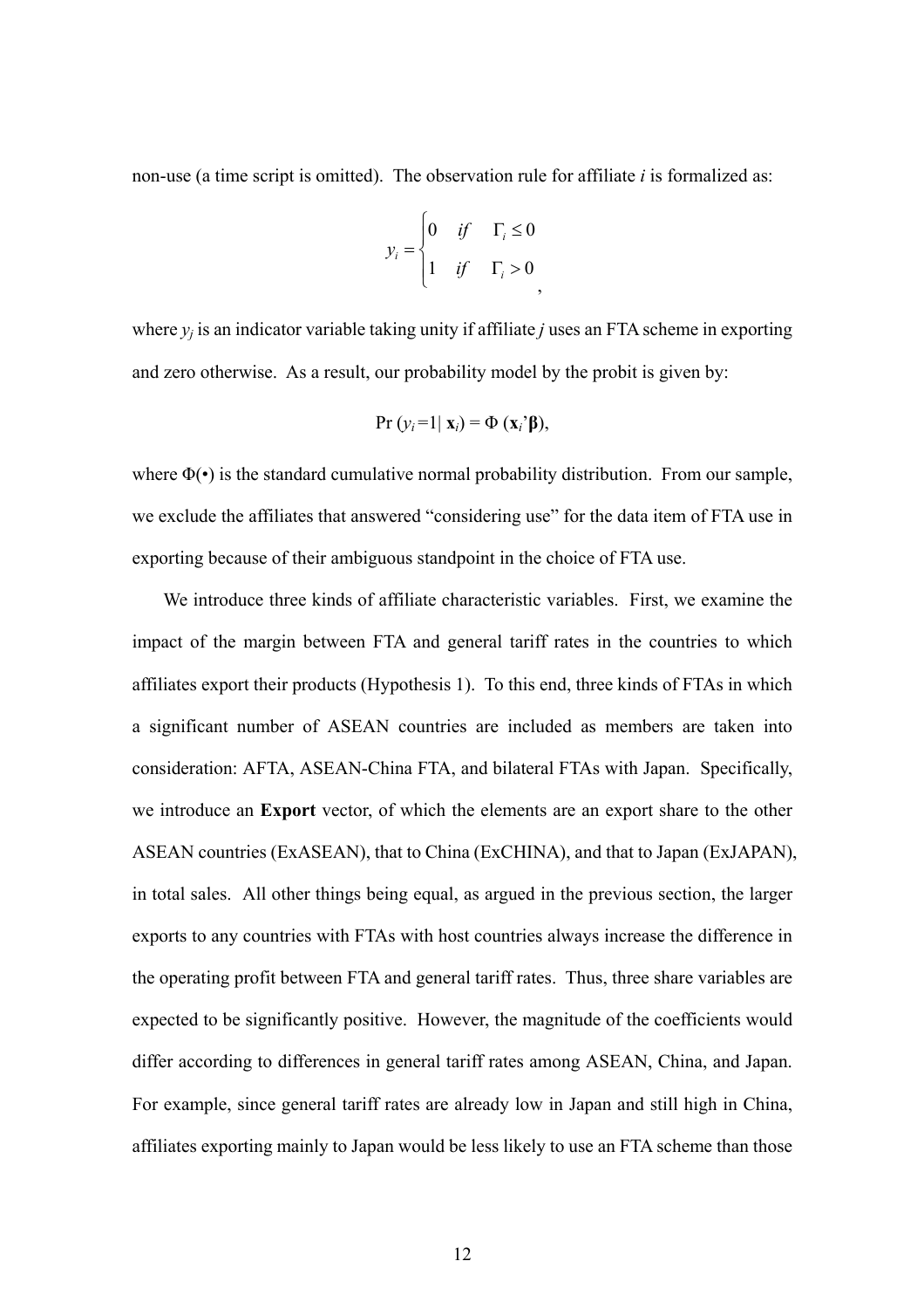non-use (a time script is omitted). The observation rule for affiliate $i$ is formalized as:

$$
y_i = \begin{cases} 0 & if \quad \Gamma_i \leq 0 \\ 1 & if \quad \Gamma_i > 0 \end{cases},
$$

where $y_j$ is an indicator variable taking unity if affiliate $j$ uses an FTA scheme in exporting and zero otherwise. As a result, our probability model by the probit is given by:

$$
\Pr(y_i = 1 | \mathbf{x}_i) = \Phi(\mathbf{x}_i' \boldsymbol{\beta}),
$$

where $\Phi(\bullet)$ is the standard cumulative normal probability distribution. From our sample, we exclude the affiliates that answered "considering use" for the data item of FTA use in exporting because of their ambiguous standpoint in the choice of FTA use.

We introduce three kinds of affiliate characteristic variables. First, we examine the impact of the margin between FTA and general tariff rates in the countries to which affiliates export their products (Hypothesis 1). To this end, three kinds of FTAs in which a significant number of ASEAN countries are included as members are taken into consideration: AFTA, ASEAN-China FTA, and bilateral FTAs with Japan. Specifically, we introduce an **Export** vector, of which the elements are an export share to the other ASEAN countries (ExASEAN), that to China (ExCHINA), and that to Japan (ExJAPAN), in total sales. All other things being equal, as argued in the previous section, the larger exports to any countries with FTAs with host countries always increase the difference in the operating profit between FTA and general tariff rates. Thus, three share variables are expected to be significantly positive. However, the magnitude of the coefficients would differ according to differences in general tariff rates among ASEAN, China, and Japan. For example, since general tariff rates are already low in Japan and still high in China, affiliates exporting mainly to Japan would be less likely to use an FTA scheme than those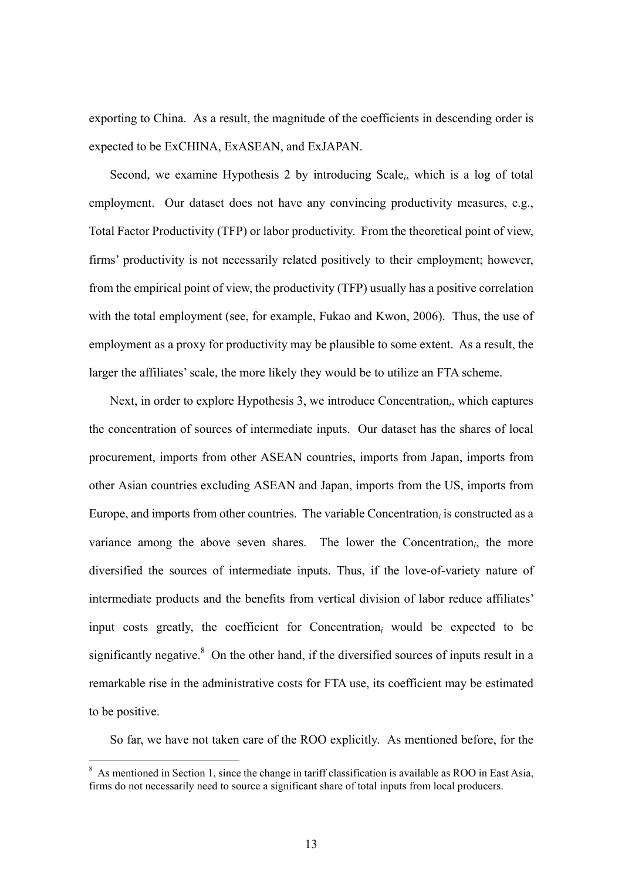exporting to China. As a result, the magnitude of the coefficients in descending order is expected to be ExCHINA, ExASEAN, and ExJAPAN.

Second, we examine Hypothesis 2 by introducing $Scale_i$, which is a log of total employment. Our dataset does not have any convincing productivity measures, e.g., Total Factor Productivity (TFP) or labor productivity. From the theoretical point of view, firms' productivity is not necessarily related positively to their employment; however, from the empirical point of view, the productivity (TFP) usually has a positive correlation with the total employment (see, for example, Fukao and Kwon, 2006). Thus, the use of employment as a proxy for productivity may be plausible to some extent. As a result, the larger the affiliates' scale, the more likely they would be to utilize an FTA scheme.

Next, in order to explore Hypothesis 3, we introduce $Concentration_i$, which captures the concentration of sources of intermediate inputs. Our dataset has the shares of local procurement, imports from other ASEAN countries, imports from Japan, imports from other Asian countries excluding ASEAN and Japan, imports from the US, imports from Europe, and imports from other countries. The variable $Concentration_i$ is constructed as a variance among the above seven shares. The lower the $Concentration_i$, the more diversified the sources of intermediate inputs. Thus, if the love-of-variety nature of intermediate products and the benefits from vertical division of labor reduce affiliates' input costs greatly, the coefficient for $Concentration_i$ would be expected to be significantly negative.[8] On the other hand, if the diversified sources of inputs result in a remarkable rise in the administrative costs for FTA use, its coefficient may be estimated to be positive.

So far, we have not taken care of the ROO explicitly. As mentioned before, for the

[8] As mentioned in Section 1, since the change in tariff classification is available as ROO in East Asia, firms do not necessarily need to source a significant share of total inputs from local producers.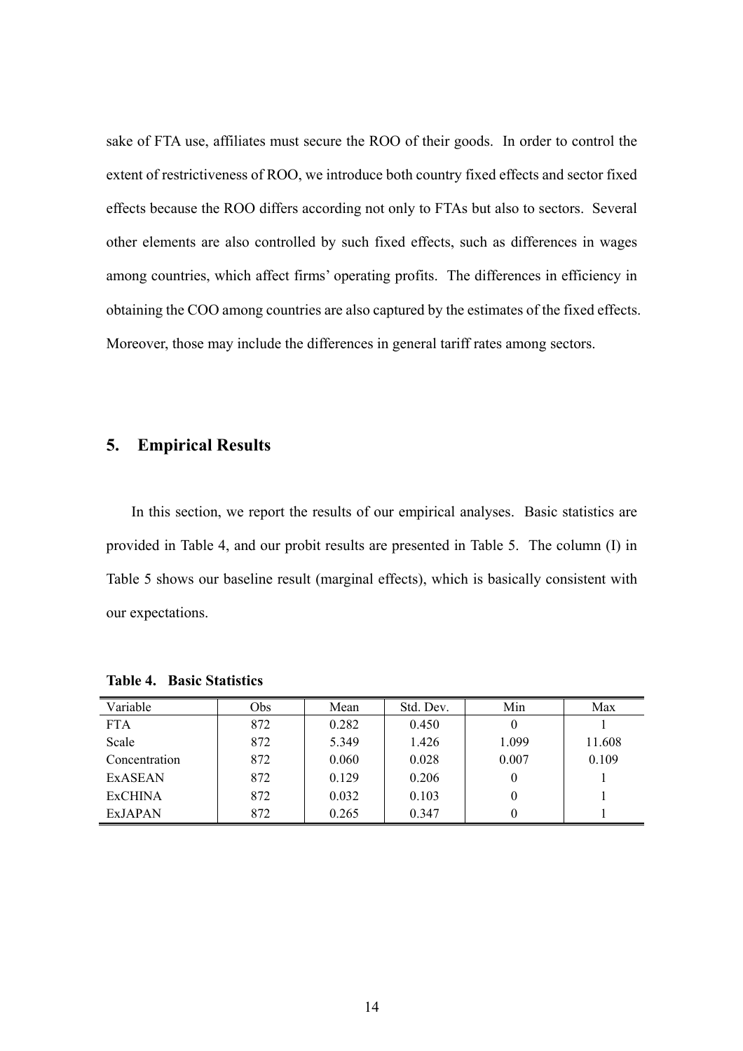sake of FTA use, affiliates must secure the ROO of their goods. In order to control the extent of restrictiveness of ROO, we introduce both country fixed effects and sector fixed effects because the ROO differs according not only to FTAs but also to sectors. Several other elements are also controlled by such fixed effects, such as differences in wages among countries, which affect firms' operating profits. The differences in efficiency in obtaining the COO among countries are also captured by the estimates of the fixed effects. Moreover, those may include the differences in general tariff rates among sectors.

## 5. Empirical Results

In this section, we report the results of our empirical analyses. Basic statistics are provided in Table 4, and our probit results are presented in Table 5. The column (I) in Table 5 shows our baseline result (marginal effects), which is basically consistent with our expectations.

**Table 4. Basic Statistics**

| Variable | Obs | Mean | Std. Dev. | Min | Max |
|---|---|---|---|---|---|
| FTA | 872 | 0.282 | 0.450 | 0 | 1 |
| Scale | 872 | 5.349 | 1.426 | 1.099 | 11.608 |
| Concentration | 872 | 0.060 | 0.028 | 0.007 | 0.109 |
| ExASEAN | 872 | 0.129 | 0.206 | 0 | 1 |
| ExCHINA | 872 | 0.032 | 0.103 | 0 | 1 |
| ExJAPAN | 872 | 0.265 | 0.347 | 0 | 1 |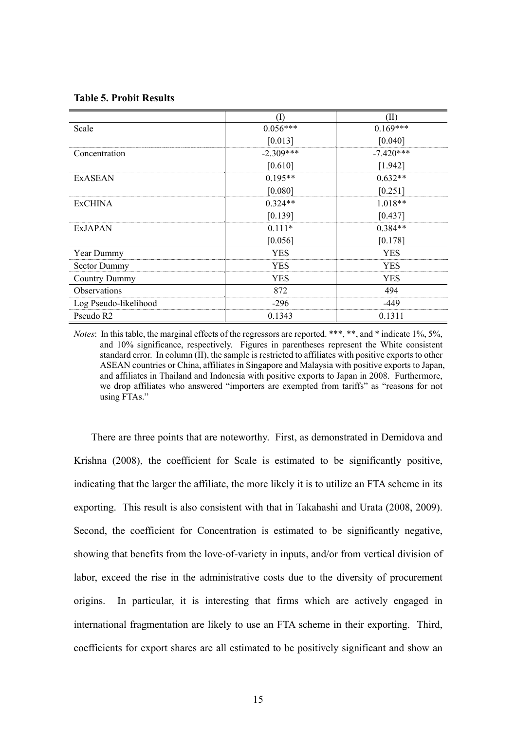**Table 5. Probit Results**

| | (I) | (II) |
|---|---|---|
| Scale | 0.056*** | 0.169*** |
| | [0.013] | [0.040] |
| Concentration | -2.309*** | -7.420*** |
| | [0.610] | [1.942] |
| ExASEAN | 0.195** | 0.632** |
| | [0.080] | [0.251] |
| ExCHINA | 0.324** | 1.018** |
| | [0.139] | [0.437] |
| ExJAPAN | 0.111* | 0.384** |
| | [0.056] | [0.178] |
| Year Dummy | YES | YES |
| Sector Dummy | YES | YES |
| Country Dummy | YES | YES |
| Observations | 872 | 494 |
| Log Pseudo-likelihood | -296 | -449 |
| Pseudo R2 | 0.1343 | 0.1311 |

*Notes*: In this table, the marginal effects of the regressors are reported. ***, **, and * indicate 1%, 5%, and 10% significance, respectively. Figures in parentheses represent the White consistent standard error. In column (II), the sample is restricted to affiliates with positive exports to other ASEAN countries or China, affiliates in Singapore and Malaysia with positive exports to Japan, and affiliates in Thailand and Indonesia with positive exports to Japan in 2008. Furthermore, we drop affiliates who answered "importers are exempted from tariffs" as "reasons for not using FTAs."

There are three points that are noteworthy. First, as demonstrated in Demidova and Krishna (2008), the coefficient for Scale is estimated to be significantly positive, indicating that the larger the affiliate, the more likely it is to utilize an FTA scheme in its exporting. This result is also consistent with that in Takahashi and Urata (2008, 2009). Second, the coefficient for Concentration is estimated to be significantly negative, showing that benefits from the love-of-variety in inputs, and/or from vertical division of labor, exceed the rise in the administrative costs due to the diversity of procurement origins. In particular, it is interesting that firms which are actively engaged in international fragmentation are likely to use an FTA scheme in their exporting. Third, coefficients for export shares are all estimated to be positively significant and show an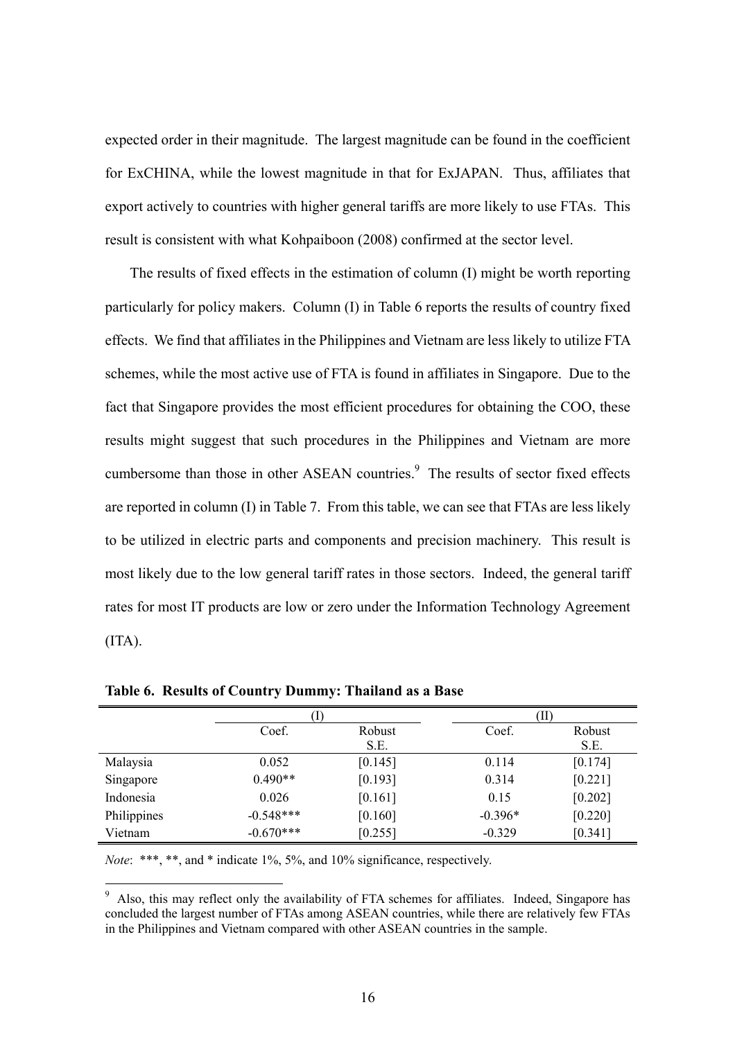expected order in their magnitude. The largest magnitude can be found in the coefficient for ExCHINA, while the lowest magnitude in that for ExJAPAN. Thus, affiliates that export actively to countries with higher general tariffs are more likely to use FTAs. This result is consistent with what Kohpaiboon (2008) confirmed at the sector level.

The results of fixed effects in the estimation of column (I) might be worth reporting particularly for policy makers. Column (I) in Table 6 reports the results of country fixed effects. We find that affiliates in the Philippines and Vietnam are less likely to utilize FTA schemes, while the most active use of FTA is found in affiliates in Singapore. Due to the fact that Singapore provides the most efficient procedures for obtaining the COO, these results might suggest that such procedures in the Philippines and Vietnam are more cumbersome than those in other ASEAN countries.[9] The results of sector fixed effects are reported in column (I) in Table 7. From this table, we can see that FTAs are less likely to be utilized in electric parts and components and precision machinery. This result is most likely due to the low general tariff rates in those sectors. Indeed, the general tariff rates for most IT products are low or zero under the Information Technology Agreement (ITA).

**Table 6. Results of Country Dummy: Thailand as a Base**

| | (I) | | (II) | |
|---|---|---|---|---|
| | Coef. | Robust S.E. | Coef. | Robust S.E. |
| Malaysia | 0.052 | [0.145] | 0.114 | [0.174] |
| Singapore | 0.490** | [0.193] | 0.314 | [0.221] |
| Indonesia | 0.026 | [0.161] | 0.15 | [0.202] |
| Philippines | -0.548*** | [0.160] | -0.396* | [0.220] |
| Vietnam | -0.670*** | [0.255] | -0.329 | [0.341] |

*Note*: ***, **, and * indicate 1%, 5%, and 10% significance, respectively.

[9] Also, this may reflect only the availability of FTA schemes for affiliates. Indeed, Singapore has concluded the largest number of FTAs among ASEAN countries, while there are relatively few FTAs in the Philippines and Vietnam compared with other ASEAN countries in the sample.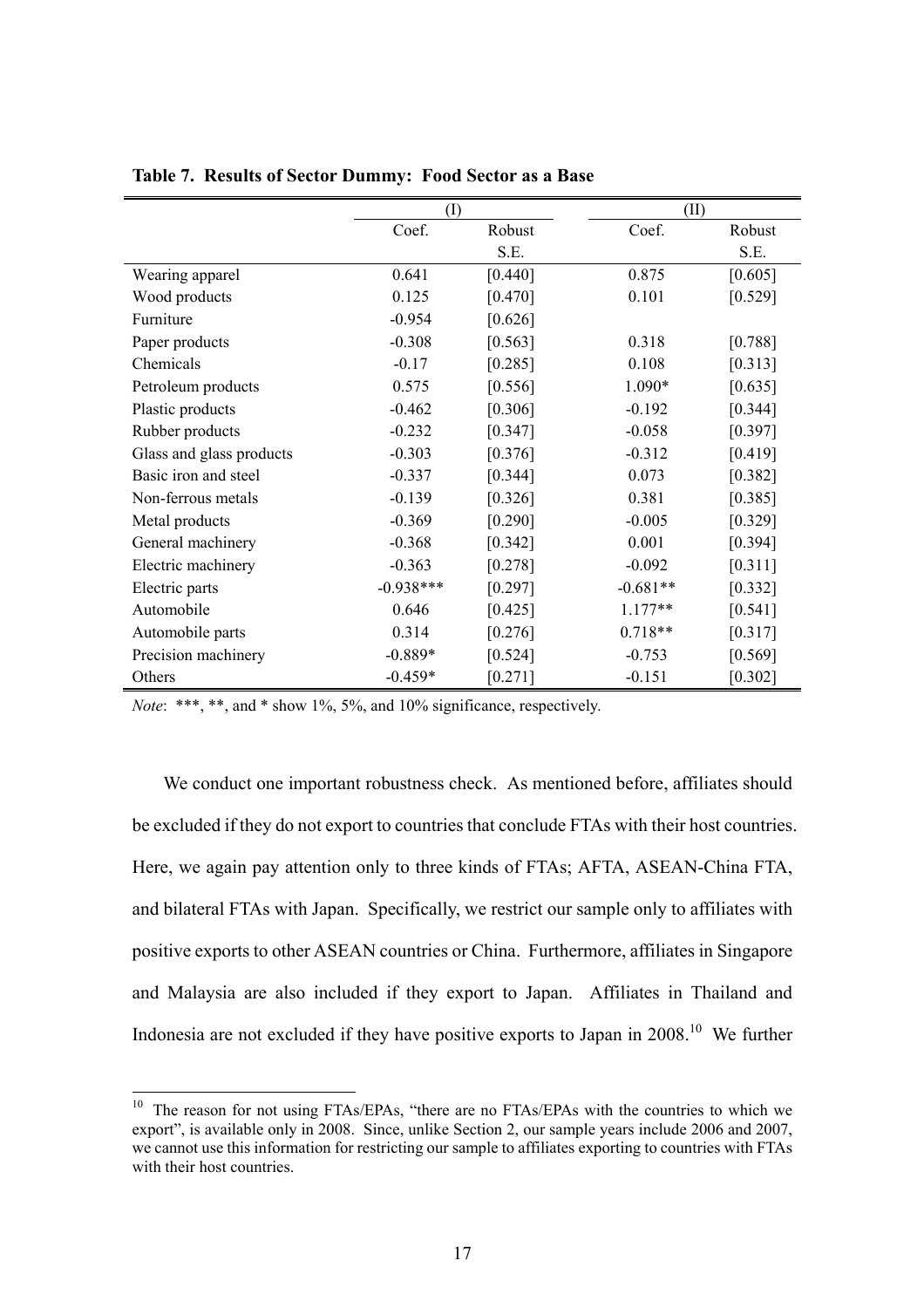**Table 7. Results of Sector Dummy: Food Sector as a Base**

| | (I) | | (II) | |
|---|---|---|---|---|
| | Coef. | Robust S.E. | Coef. | Robust S.E. |
| Wearing apparel | 0.641 | [0.440] | 0.875 | [0.605] |
| Wood products | 0.125 | [0.470] | 0.101 | [0.529] |
| Furniture | -0.954 | [0.626] | | |
| Paper products | -0.308 | [0.563] | 0.318 | [0.788] |
| Chemicals | -0.17 | [0.285] | 0.108 | [0.313] |
| Petroleum products | 0.575 | [0.556] | 1.090* | [0.635] |
| Plastic products | -0.462 | [0.306] | -0.192 | [0.344] |
| Rubber products | -0.232 | [0.347] | -0.058 | [0.397] |
| Glass and glass products | -0.303 | [0.376] | -0.312 | [0.419] |
| Basic iron and steel | -0.337 | [0.344] | 0.073 | [0.382] |
| Non-ferrous metals | -0.139 | [0.326] | 0.381 | [0.385] |
| Metal products | -0.369 | [0.290] | -0.005 | [0.329] |
| General machinery | -0.368 | [0.342] | 0.001 | [0.394] |
| Electric machinery | -0.363 | [0.278] | -0.092 | [0.311] |
| Electric parts | -0.938*** | [0.297] | -0.681** | [0.332] |
| Automobile | 0.646 | [0.425] | 1.177** | [0.541] |
| Automobile parts | 0.314 | [0.276] | 0.718** | [0.317] |
| Precision machinery | -0.889* | [0.524] | -0.753 | [0.569] |
| Others | -0.459* | [0.271] | -0.151 | [0.302] |

*Note*: ***, **, and * show 1%, 5%, and 10% significance, respectively.

We conduct one important robustness check. As mentioned before, affiliates should be excluded if they do not export to countries that conclude FTAs with their host countries. Here, we again pay attention only to three kinds of FTAs; AFTA, ASEAN-China FTA, and bilateral FTAs with Japan. Specifically, we restrict our sample only to affiliates with positive exports to other ASEAN countries or China. Furthermore, affiliates in Singapore and Malaysia are also included if they export to Japan. Affiliates in Thailand and Indonesia are not excluded if they have positive exports to Japan in 2008.[10] We further

[10] The reason for not using FTAs/EPAs, "there are no FTAs/EPAs with the countries to which we export", is available only in 2008. Since, unlike Section 2, our sample years include 2006 and 2007, we cannot use this information for restricting our sample to affiliates exporting to countries with FTAs with their host countries.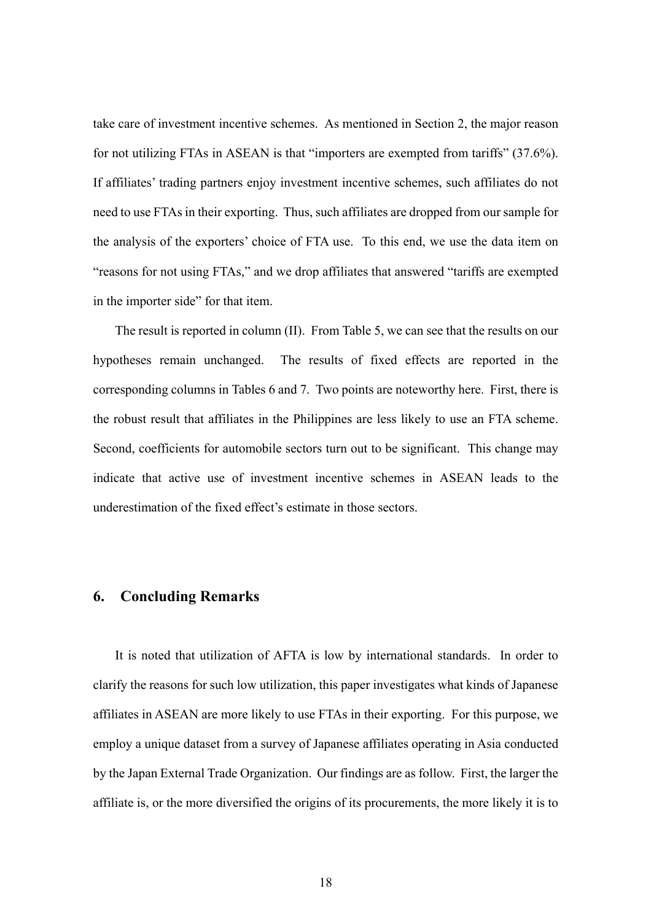take care of investment incentive schemes. As mentioned in Section 2, the major reason for not utilizing FTAs in ASEAN is that "importers are exempted from tariffs" (37.6%). If affiliates' trading partners enjoy investment incentive schemes, such affiliates do not need to use FTAs in their exporting. Thus, such affiliates are dropped from our sample for the analysis of the exporters' choice of FTA use. To this end, we use the data item on "reasons for not using FTAs," and we drop affiliates that answered "tariffs are exempted in the importer side" for that item.

The result is reported in column (II). From Table 5, we can see that the results on our hypotheses remain unchanged. The results of fixed effects are reported in the corresponding columns in Tables 6 and 7. Two points are noteworthy here. First, there is the robust result that affiliates in the Philippines are less likely to use an FTA scheme. Second, coefficients for automobile sectors turn out to be significant. This change may indicate that active use of investment incentive schemes in ASEAN leads to the underestimation of the fixed effect's estimate in those sectors.

## 6. Concluding Remarks

It is noted that utilization of AFTA is low by international standards. In order to clarify the reasons for such low utilization, this paper investigates what kinds of Japanese affiliates in ASEAN are more likely to use FTAs in their exporting. For this purpose, we employ a unique dataset from a survey of Japanese affiliates operating in Asia conducted by the Japan External Trade Organization. Our findings are as follow. First, the larger the affiliate is, or the more diversified the origins of its procurements, the more likely it is to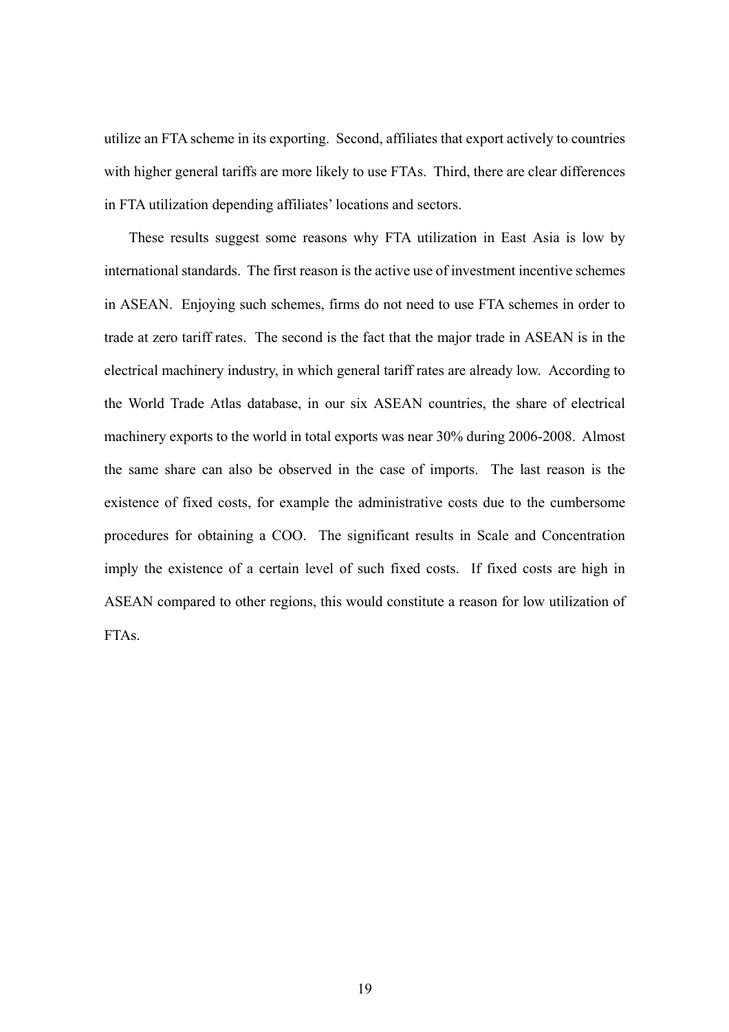utilize an FTA scheme in its exporting. Second, affiliates that export actively to countries with higher general tariffs are more likely to use FTAs. Third, there are clear differences in FTA utilization depending affiliates' locations and sectors.

These results suggest some reasons why FTA utilization in East Asia is low by international standards. The first reason is the active use of investment incentive schemes in ASEAN. Enjoying such schemes, firms do not need to use FTA schemes in order to trade at zero tariff rates. The second is the fact that the major trade in ASEAN is in the electrical machinery industry, in which general tariff rates are already low. According to the World Trade Atlas database, in our six ASEAN countries, the share of electrical machinery exports to the world in total exports was near 30% during 2006-2008. Almost the same share can also be observed in the case of imports. The last reason is the existence of fixed costs, for example the administrative costs due to the cumbersome procedures for obtaining a COO. The significant results in Scale and Concentration imply the existence of a certain level of such fixed costs. If fixed costs are high in ASEAN compared to other regions, this would constitute a reason for low utilization of FTAs.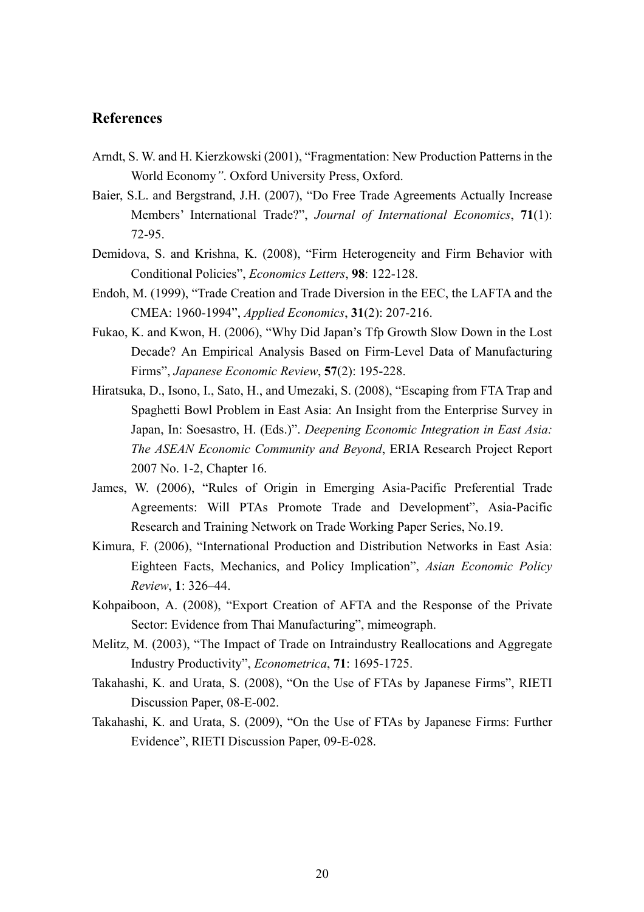## References

Arndt, S. W. and H. Kierzkowski (2001), "Fragmentation: New Production Patterns in the World Economy". Oxford University Press, Oxford.

Baier, S.L. and Bergstrand, J.H. (2007), "Do Free Trade Agreements Actually Increase Members' International Trade?", *Journal of International Economics*, **71**(1): 72-95.

Demidova, S. and Krishna, K. (2008), "Firm Heterogeneity and Firm Behavior with Conditional Policies", *Economics Letters*, **98**: 122-128.

Endoh, M. (1999), "Trade Creation and Trade Diversion in the EEC, the LAFTA and the CMEA: 1960-1994", *Applied Economics*, **31**(2): 207-216.

Fukao, K. and Kwon, H. (2006), "Why Did Japan's Tfp Growth Slow Down in the Lost Decade? An Empirical Analysis Based on Firm-Level Data of Manufacturing Firms", *Japanese Economic Review*, **57**(2): 195-228.

Hiratsuka, D., Isono, I., Sato, H., and Umezaki, S. (2008), "Escaping from FTA Trap and Spaghetti Bowl Problem in East Asia: An Insight from the Enterprise Survey in Japan, In: Soesastro, H. (Eds.)". *Deepening Economic Integration in East Asia: The ASEAN Economic Community and Beyond*, ERIA Research Project Report 2007 No. 1-2, Chapter 16.

James, W. (2006), "Rules of Origin in Emerging Asia-Pacific Preferential Trade Agreements: Will PTAs Promote Trade and Development", Asia-Pacific Research and Training Network on Trade Working Paper Series, No.19.

Kimura, F. (2006), "International Production and Distribution Networks in East Asia: Eighteen Facts, Mechanics, and Policy Implication", *Asian Economic Policy Review*, **1**: 326–44.

Kohpaiboon, A. (2008), "Export Creation of AFTA and the Response of the Private Sector: Evidence from Thai Manufacturing", mimeograph.

Melitz, M. (2003), "The Impact of Trade on Intraindustry Reallocations and Aggregate Industry Productivity", *Econometrica*, **71**: 1695-1725.

Takahashi, K. and Urata, S. (2008), "On the Use of FTAs by Japanese Firms", RIETI Discussion Paper, 08-E-002.

Takahashi, K. and Urata, S. (2009), "On the Use of FTAs by Japanese Firms: Further Evidence", RIETI Discussion Paper, 09-E-028.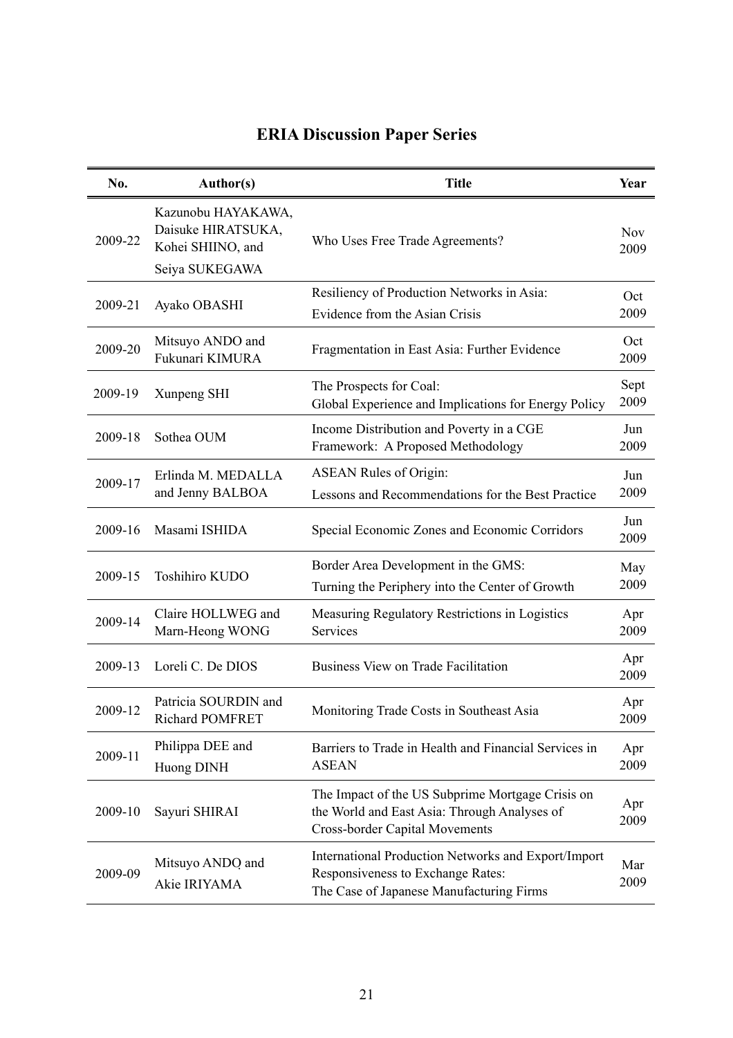# ERIA Discussion Paper Series

| No. | Author(s) | Title | Year |
|---|---|---|---|
| 2009-22 | Kazunobu HAYAKAWA, Daisuke HIRATSUKA, Kohei SHIINO, and Seiya SUKEGAWA | Who Uses Free Trade Agreements? | Nov 2009 |
| 2009-21 | Ayako OBASHI | Resiliency of Production Networks in Asia: Evidence from the Asian Crisis | Oct 2009 |
| 2009-20 | Mitsuyo ANDO and Fukunari KIMURA | Fragmentation in East Asia: Further Evidence | Oct 2009 |
| 2009-19 | Xunpeng SHI | The Prospects for Coal: Global Experience and Implications for Energy Policy | Sept 2009 |
| 2009-18 | Sothea OUM | Income Distribution and Poverty in a CGE Framework: A Proposed Methodology | Jun 2009 |
| 2009-17 | Erlinda M. MEDALLA and Jenny BALBOA | ASEAN Rules of Origin: Lessons and Recommendations for the Best Practice | Jun 2009 |
| 2009-16 | Masami ISHIDA | Special Economic Zones and Economic Corridors | Jun 2009 |
| 2009-15 | Toshihiro KUDO | Border Area Development in the GMS: Turning the Periphery into the Center of Growth | May 2009 |
| 2009-14 | Claire HOLLWEG and Marn-Heong WONG | Measuring Regulatory Restrictions in Logistics Services | Apr 2009 |
| 2009-13 | Loreli C. De DIOS | Business View on Trade Facilitation | Apr 2009 |
| 2009-12 | Patricia SOURDIN and Richard POMFRET | Monitoring Trade Costs in Southeast Asia | Apr 2009 |
| 2009-11 | Philippa DEE and Huong DINH | Barriers to Trade in Health and Financial Services in ASEAN | Apr 2009 |
| 2009-10 | Sayuri SHIRAI | The Impact of the US Subprime Mortgage Crisis on the World and East Asia: Through Analyses of Cross-border Capital Movements | Apr 2009 |
| 2009-09 | Mitsuyo ANDO and Akie IRIYAMA | International Production Networks and Export/Import Responsiveness to Exchange Rates: The Case of Japanese Manufacturing Firms | Mar 2009 |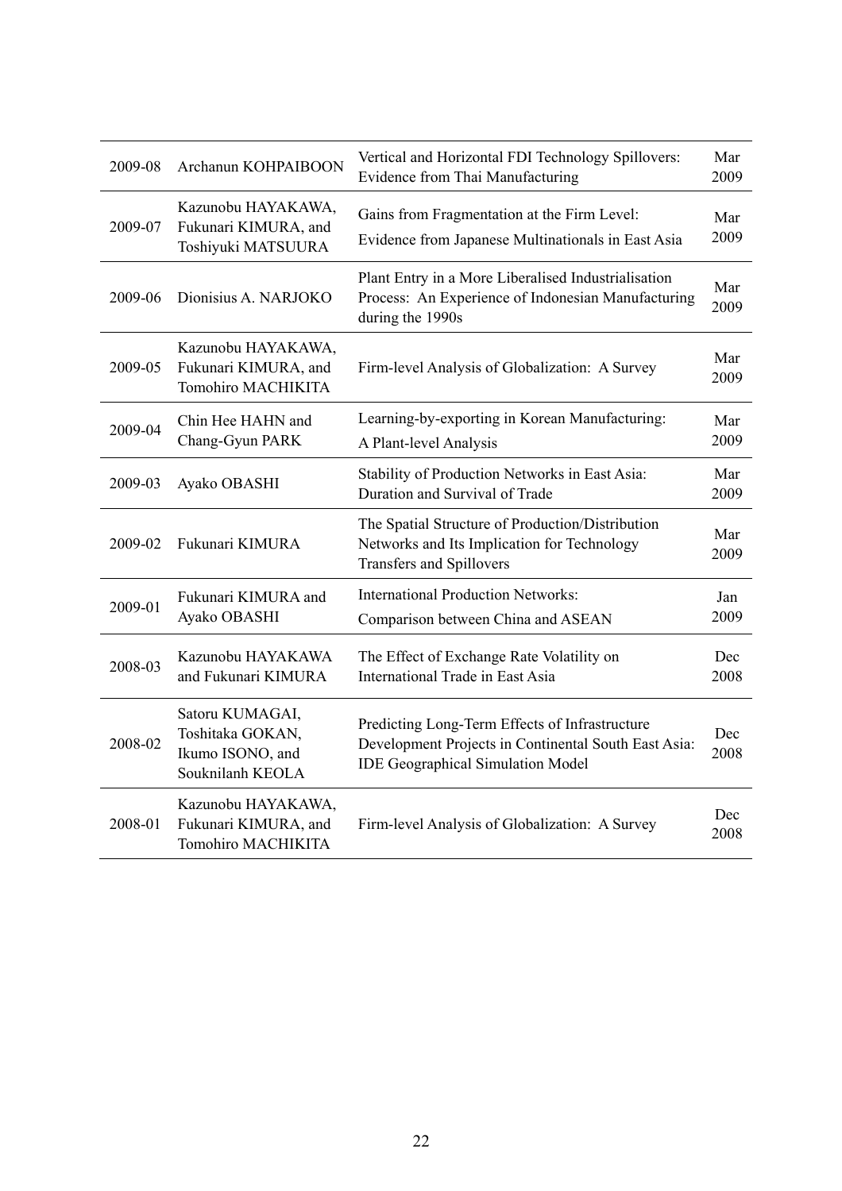| | | | |
|---|---|---|---|
| 2009-08 | Archanun KOHPAIBOON | Vertical and Horizontal FDI Technology Spillovers: Evidence from Thai Manufacturing | Mar 2009 |
| 2009-07 | Kazunobu HAYAKAWA, Fukunari KIMURA, and Toshiyuki MATSUURA | Gains from Fragmentation at the Firm Level: Evidence from Japanese Multinationals in East Asia | Mar 2009 |
| 2009-06 | Dionisius A. NARJOKO | Plant Entry in a More Liberalised Industrialisation Process: An Experience of Indonesian Manufacturing during the 1990s | Mar 2009 |
| 2009-05 | Kazunobu HAYAKAWA, Fukunari KIMURA, and Tomohiro MACHIKITA | Firm-level Analysis of Globalization: A Survey | Mar 2009 |
| 2009-04 | Chin Hee HAHN and Chang-Gyun PARK | Learning-by-exporting in Korean Manufacturing: A Plant-level Analysis | Mar 2009 |
| 2009-03 | Ayako OBASHI | Stability of Production Networks in East Asia: Duration and Survival of Trade | Mar 2009 |
| 2009-02 | Fukunari KIMURA | The Spatial Structure of Production/Distribution Networks and Its Implication for Technology Transfers and Spillovers | Mar 2009 |
| 2009-01 | Fukunari KIMURA and Ayako OBASHI | International Production Networks: Comparison between China and ASEAN | Jan 2009 |
| 2008-03 | Kazunobu HAYAKAWA and Fukunari KIMURA | The Effect of Exchange Rate Volatility on International Trade in East Asia | Dec 2008 |
| 2008-02 | Satoru KUMAGAI, Toshitaka GOKAN, Ikumo ISONO, and Souknilanh KEOLA | Predicting Long-Term Effects of Infrastructure Development Projects in Continental South East Asia: IDE Geographical Simulation Model | Dec 2008 |
| 2008-01 | Kazunobu HAYAKAWA, Fukunari KIMURA, and Tomohiro MACHIKITA | Firm-level Analysis of Globalization: A Survey | Dec 2008 |